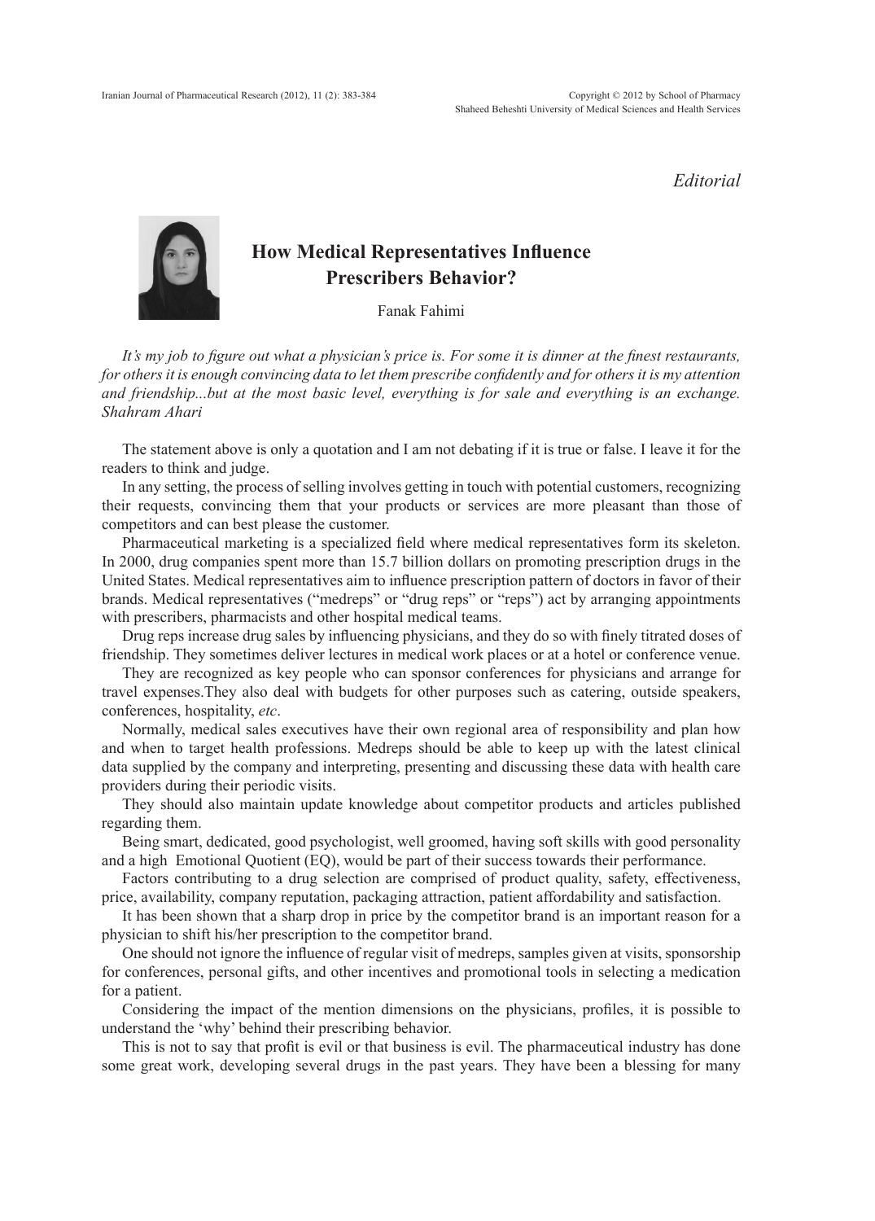*Editorial*

# How Medical Representatives Influence Prescribers Behavior?

Fanak Fahimi

*It's my job to figure out what a physician's price is. For some it is dinner at the finest restaurants, for others it is enough convincing data to let them prescribe confidently and for others it is my attention and friendship...but at the most basic level, everything is for sale and everything is an exchange. Shahram Ahari*

The statement above is only a quotation and I am not debating if it is true or false. I leave it for the readers to think and judge.

In any setting, the process of selling involves getting in touch with potential customers, recognizing their requests, convincing them that your products or services are more pleasant than those of competitors and can best please the customer.

Pharmaceutical marketing is a specialized field where medical representatives form its skeleton. In 2000, drug companies spent more than 15.7 billion dollars on promoting prescription drugs in the United States. Medical representatives aim to influence prescription pattern of doctors in favor of their brands. Medical representatives ("medreps" or "drug reps" or "reps") act by arranging appointments with prescribers, pharmacists and other hospital medical teams.

Drug reps increase drug sales by influencing physicians, and they do so with finely titrated doses of friendship. They sometimes deliver lectures in medical work places or at a hotel or conference venue.

They are recognized as key people who can sponsor conferences for physicians and arrange for travel expenses.They also deal with budgets for other purposes such as catering, outside speakers, conferences, hospitality, *etc*.

Normally, medical sales executives have their own regional area of responsibility and plan how and when to target health professions. Medreps should be able to keep up with the latest clinical data supplied by the company and interpreting, presenting and discussing these data with health care providers during their periodic visits.

They should also maintain update knowledge about competitor products and articles published regarding them.

Being smart, dedicated, good psychologist, well groomed, having soft skills with good personality and a high Emotional Quotient (EQ), would be part of their success towards their performance.

Factors contributing to a drug selection are comprised of product quality, safety, effectiveness, price, availability, company reputation, packaging attraction, patient affordability and satisfaction.

It has been shown that a sharp drop in price by the competitor brand is an important reason for a physician to shift his/her prescription to the competitor brand.

One should not ignore the influence of regular visit of medreps, samples given at visits, sponsorship for conferences, personal gifts, and other incentives and promotional tools in selecting a medication for a patient.

Considering the impact of the mention dimensions on the physicians, profiles, it is possible to understand the 'why' behind their prescribing behavior.

This is not to say that profit is evil or that business is evil. The pharmaceutical industry has done some great work, developing several drugs in the past years. They have been a blessing for many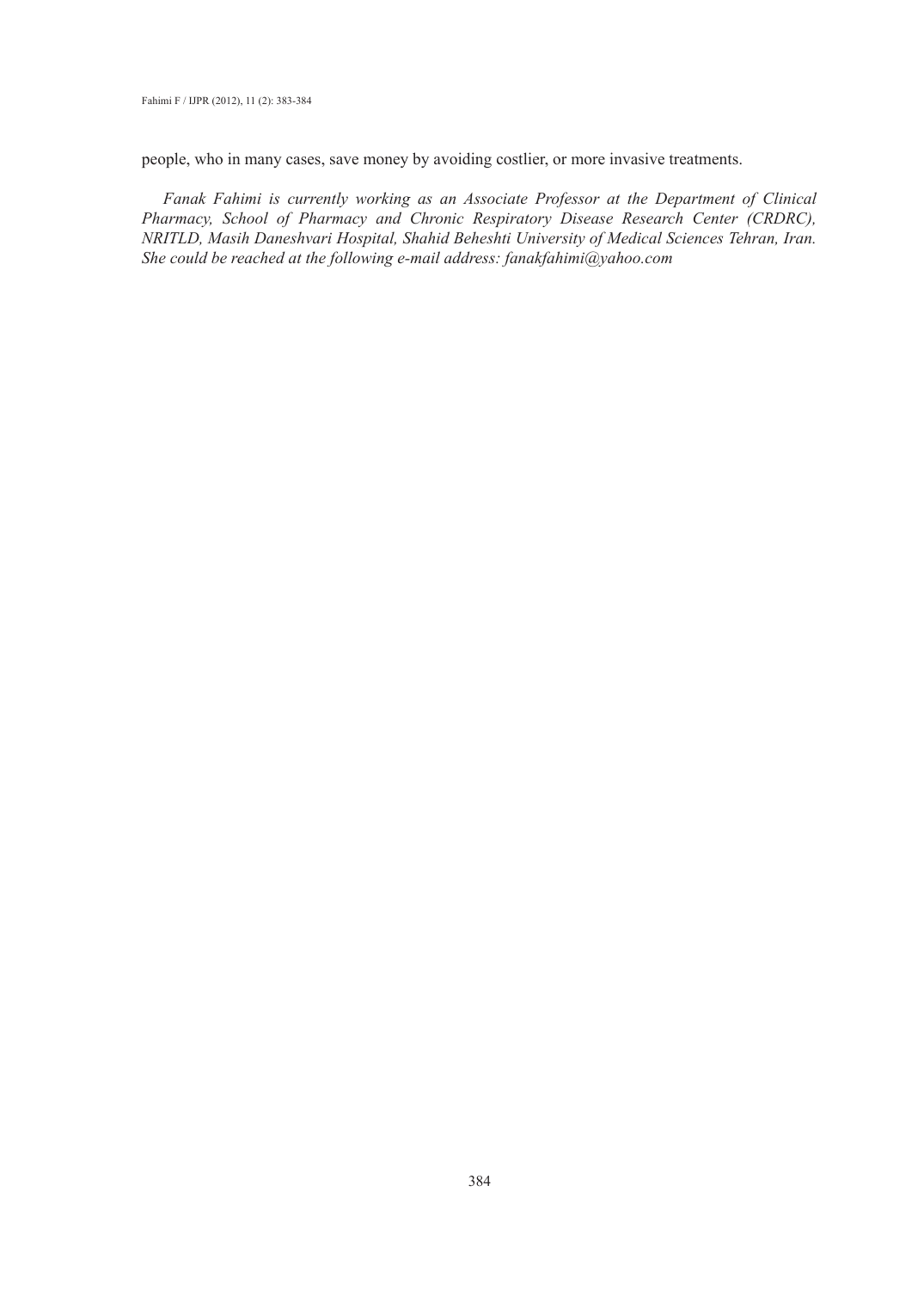people, who in many cases, save money by avoiding costlier, or more invasive treatments.

*Fanak Fahimi is currently working as an Associate Professor at the Department of Clinical Pharmacy, School of Pharmacy and Chronic Respiratory Disease Research Center (CRDRC), NRITLD, Masih Daneshvari Hospital, Shahid Beheshti University of Medical Sciences Tehran, Iran. She could be reached at the following e-mail address: fanakfahimi@yahoo.com*